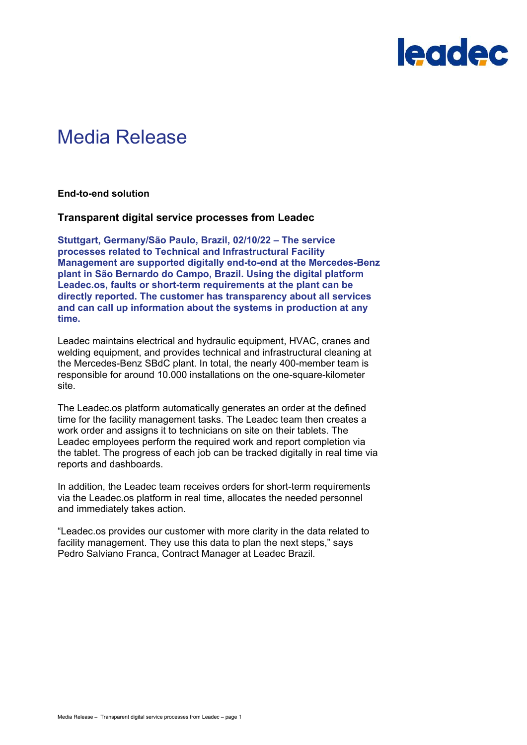# Media Release

**End-to-end solution**

## Transparent digital service processes from Leadec

**Stuttgart, Germany/São Paulo, Brazil, 02/10/22 – The service processes related to Technical and Infrastructural Facility Management are supported digitally end-to-end at the Mercedes-Benz plant in São Bernardo do Campo, Brazil. Using the digital platform Leadec.os, faults or short-term requirements at the plant can be directly reported. The customer has transparency about all services and can call up information about the systems in production at any time.**

Leadec maintains electrical and hydraulic equipment, HVAC, cranes and welding equipment, and provides technical and infrastructural cleaning at the Mercedes-Benz SBdC plant. In total, the nearly 400-member team is responsible for around 10.000 installations on the one-square-kilometer site.

The Leadec.os platform automatically generates an order at the defined time for the facility management tasks. The Leadec team then creates a work order and assigns it to technicians on site on their tablets. The Leadec employees perform the required work and report completion via the tablet. The progress of each job can be tracked digitally in real time via reports and dashboards.

In addition, the Leadec team receives orders for short-term requirements via the Leadec.os platform in real time, allocates the needed personnel and immediately takes action.

“Leadec.os provides our customer with more clarity in the data related to facility management. They use this data to plan the next steps,” says Pedro Salviano Franca, Contract Manager at Leadec Brazil.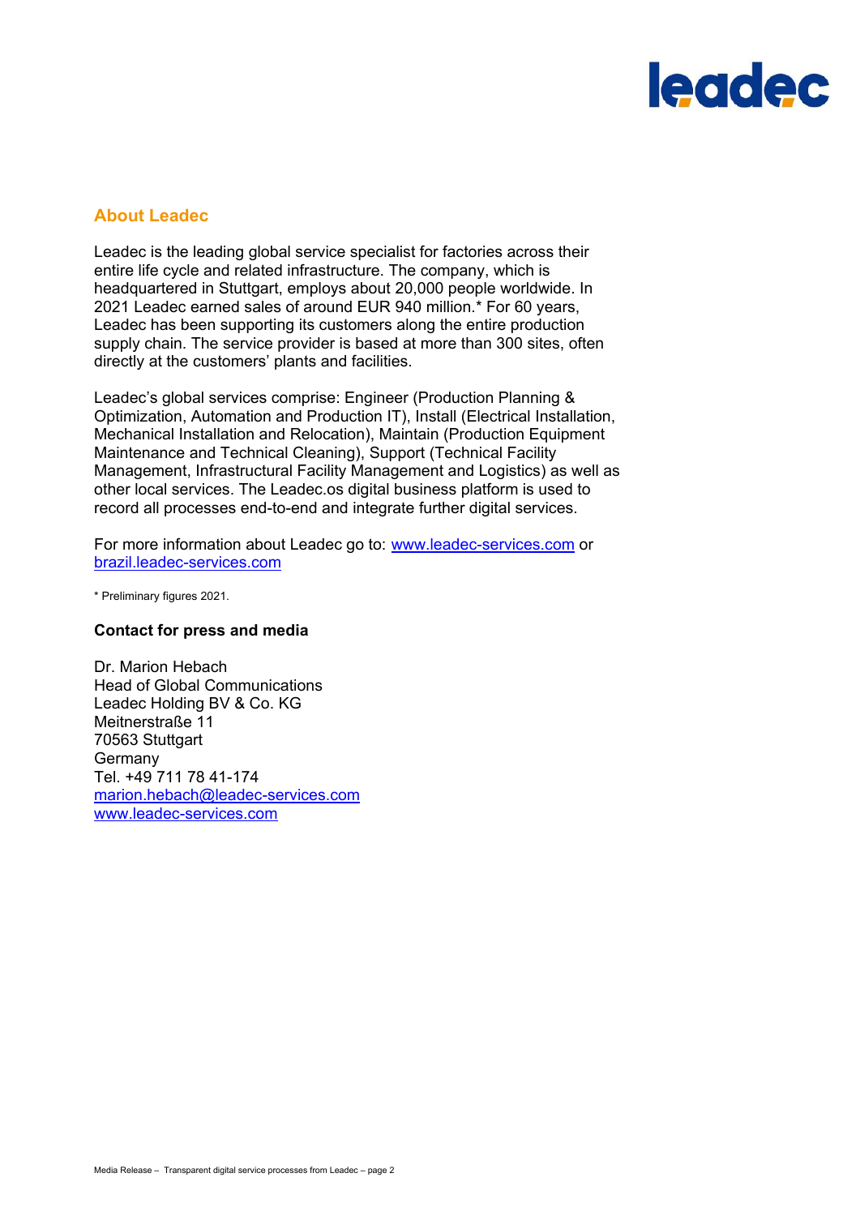## About Leadec

Leadec is the leading global service specialist for factories across their entire life cycle and related infrastructure. The company, which is headquartered in Stuttgart, employs about 20,000 people worldwide. In 2021 Leadec earned sales of around EUR 940 million.* For 60 years, Leadec has been supporting its customers along the entire production supply chain. The service provider is based at more than 300 sites, often directly at the customers' plants and facilities.

Leadec's global services comprise: Engineer (Production Planning & Optimization, Automation and Production IT), Install (Electrical Installation, Mechanical Installation and Relocation), Maintain (Production Equipment Maintenance and Technical Cleaning), Support (Technical Facility Management, Infrastructural Facility Management and Logistics) as well as other local services. The Leadec.os digital business platform is used to record all processes end-to-end and integrate further digital services.

For more information about Leadec go to: www.leadec-services.com or brazil.leadec-services.com

* Preliminary figures 2021.

**Contact for press and media**

Dr. Marion Hebach
Head of Global Communications
Leadec Holding BV & Co. KG
Meitnerstraße 11
70563 Stuttgart
Germany
Tel. +49 711 78 41-174
marion.hebach@leadec-services.com
www.leadec-services.com